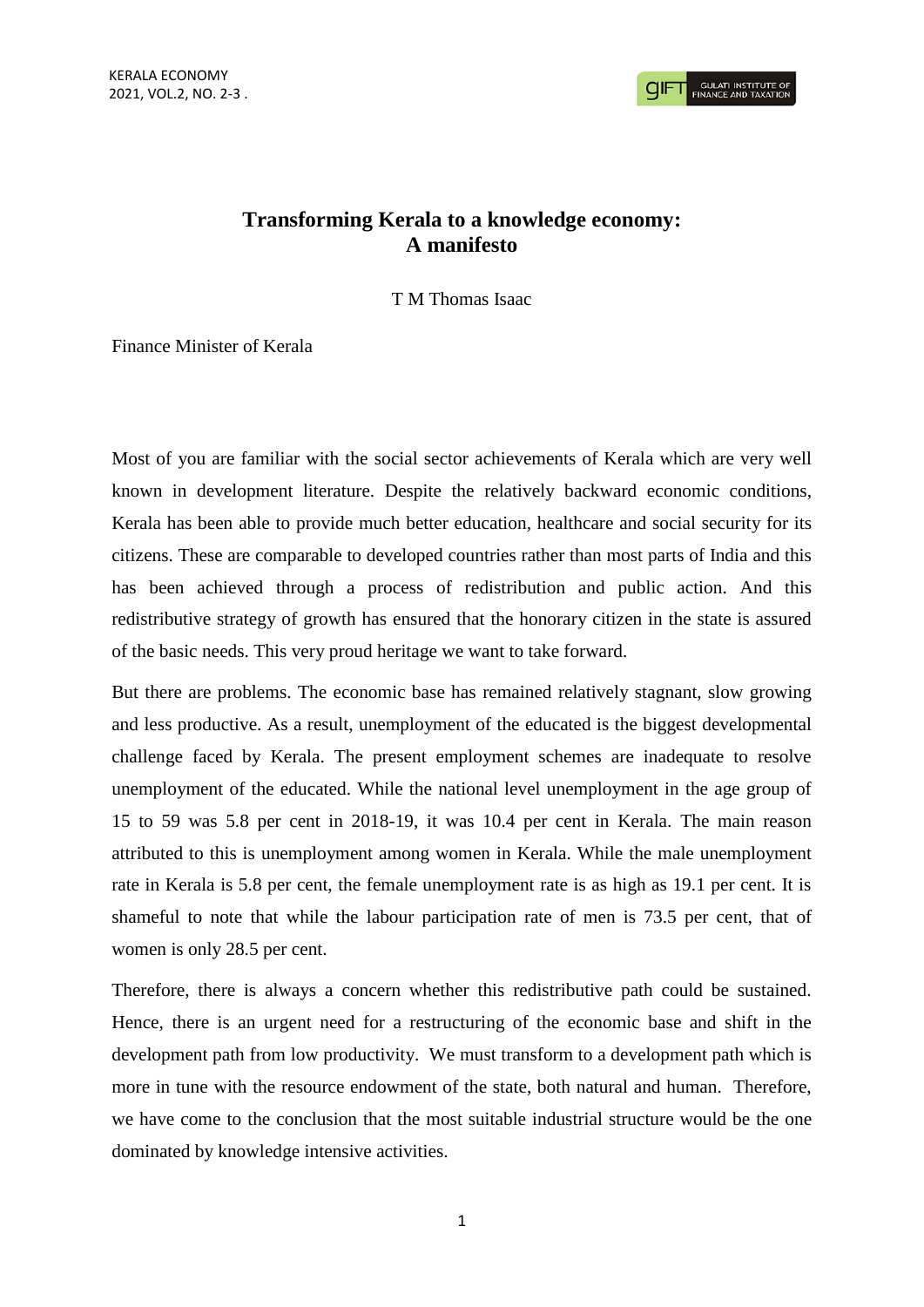# Transforming Kerala to a knowledge economy: A manifesto

T M Thomas Isaac

Finance Minister of Kerala

Most of you are familiar with the social sector achievements of Kerala which are very well known in development literature. Despite the relatively backward economic conditions, Kerala has been able to provide much better education, healthcare and social security for its citizens. These are comparable to developed countries rather than most parts of India and this has been achieved through a process of redistribution and public action. And this redistributive strategy of growth has ensured that the honorary citizen in the state is assured of the basic needs. This very proud heritage we want to take forward.

But there are problems. The economic base has remained relatively stagnant, slow growing and less productive. As a result, unemployment of the educated is the biggest developmental challenge faced by Kerala. The present employment schemes are inadequate to resolve unemployment of the educated. While the national level unemployment in the age group of 15 to 59 was 5.8 per cent in 2018-19, it was 10.4 per cent in Kerala. The main reason attributed to this is unemployment among women in Kerala. While the male unemployment rate in Kerala is 5.8 per cent, the female unemployment rate is as high as 19.1 per cent. It is shameful to note that while the labour participation rate of men is 73.5 per cent, that of women is only 28.5 per cent.

Therefore, there is always a concern whether this redistributive path could be sustained. Hence, there is an urgent need for a restructuring of the economic base and shift in the development path from low productivity. We must transform to a development path which is more in tune with the resource endowment of the state, both natural and human. Therefore, we have come to the conclusion that the most suitable industrial structure would be the one dominated by knowledge intensive activities.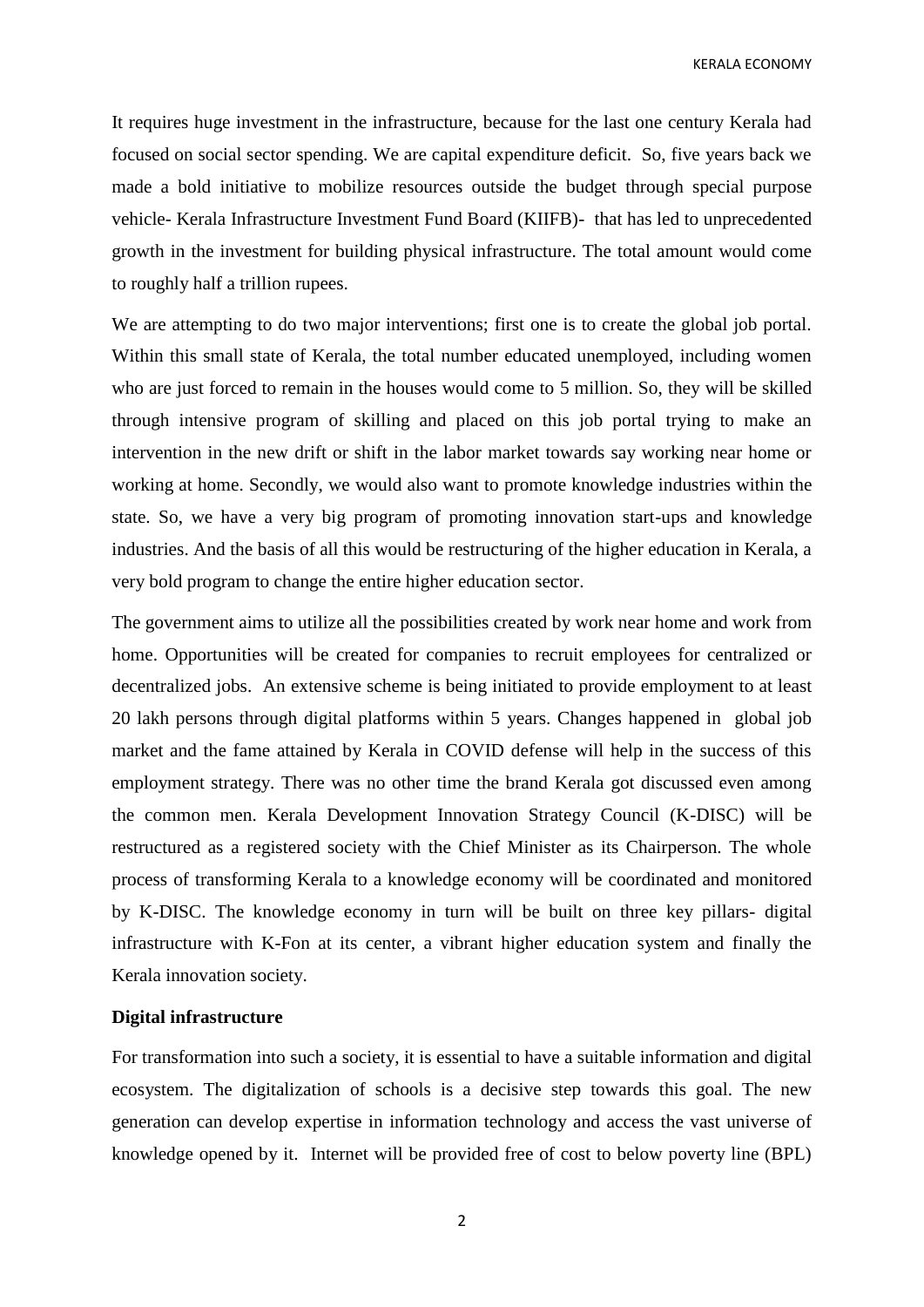It requires huge investment in the infrastructure, because for the last one century Kerala had focused on social sector spending. We are capital expenditure deficit. So, five years back we made a bold initiative to mobilize resources outside the budget through special purpose vehicle- Kerala Infrastructure Investment Fund Board (KIIFB)- that has led to unprecedented growth in the investment for building physical infrastructure. The total amount would come to roughly half a trillion rupees.

We are attempting to do two major interventions; first one is to create the global job portal. Within this small state of Kerala, the total number educated unemployed, including women who are just forced to remain in the houses would come to 5 million. So, they will be skilled through intensive program of skilling and placed on this job portal trying to make an intervention in the new drift or shift in the labor market towards say working near home or working at home. Secondly, we would also want to promote knowledge industries within the state. So, we have a very big program of promoting innovation start-ups and knowledge industries. And the basis of all this would be restructuring of the higher education in Kerala, a very bold program to change the entire higher education sector.

The government aims to utilize all the possibilities created by work near home and work from home. Opportunities will be created for companies to recruit employees for centralized or decentralized jobs. An extensive scheme is being initiated to provide employment to at least 20 lakh persons through digital platforms within 5 years. Changes happened in global job market and the fame attained by Kerala in COVID defense will help in the success of this employment strategy. There was no other time the brand Kerala got discussed even among the common men. Kerala Development Innovation Strategy Council (K-DISC) will be restructured as a registered society with the Chief Minister as its Chairperson. The whole process of transforming Kerala to a knowledge economy will be coordinated and monitored by K-DISC. The knowledge economy in turn will be built on three key pillars- digital infrastructure with K-Fon at its center, a vibrant higher education system and finally the Kerala innovation society.

**Digital infrastructure**

For transformation into such a society, it is essential to have a suitable information and digital ecosystem. The digitalization of schools is a decisive step towards this goal. The new generation can develop expertise in information technology and access the vast universe of knowledge opened by it. Internet will be provided free of cost to below poverty line (BPL)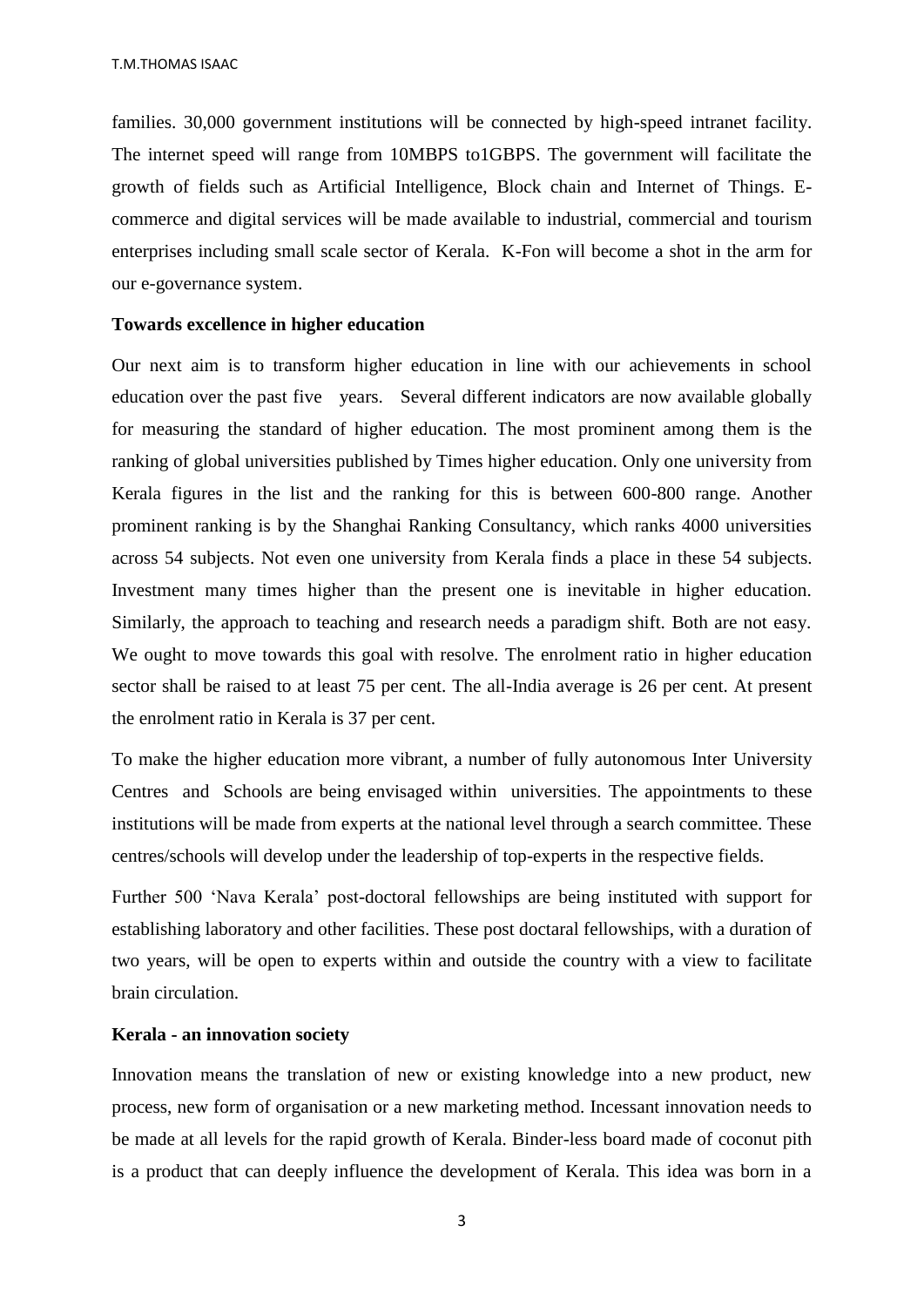families. 30,000 government institutions will be connected by high-speed intranet facility. The internet speed will range from 10MBPS to1GBPS. The government will facilitate the growth of fields such as Artificial Intelligence, Block chain and Internet of Things. E-commerce and digital services will be made available to industrial, commercial and tourism enterprises including small scale sector of Kerala. K-Fon will become a shot in the arm for our e-governance system.

**Towards excellence in higher education**

Our next aim is to transform higher education in line with our achievements in school education over the past five years. Several different indicators are now available globally for measuring the standard of higher education. The most prominent among them is the ranking of global universities published by Times higher education. Only one university from Kerala figures in the list and the ranking for this is between 600-800 range. Another prominent ranking is by the Shanghai Ranking Consultancy, which ranks 4000 universities across 54 subjects. Not even one university from Kerala finds a place in these 54 subjects. Investment many times higher than the present one is inevitable in higher education. Similarly, the approach to teaching and research needs a paradigm shift. Both are not easy. We ought to move towards this goal with resolve. The enrolment ratio in higher education sector shall be raised to at least 75 per cent. The all-India average is 26 per cent. At present the enrolment ratio in Kerala is 37 per cent.

To make the higher education more vibrant, a number of fully autonomous Inter University Centres and Schools are being envisaged within universities. The appointments to these institutions will be made from experts at the national level through a search committee. These centres/schools will develop under the leadership of top-experts in the respective fields.

Further 500 'Nava Kerala' post-doctoral fellowships are being instituted with support for establishing laboratory and other facilities. These post doctaral fellowships, with a duration of two years, will be open to experts within and outside the country with a view to facilitate brain circulation.

**Kerala - an innovation society**

Innovation means the translation of new or existing knowledge into a new product, new process, new form of organisation or a new marketing method. Incessant innovation needs to be made at all levels for the rapid growth of Kerala. Binder-less board made of coconut pith is a product that can deeply influence the development of Kerala. This idea was born in a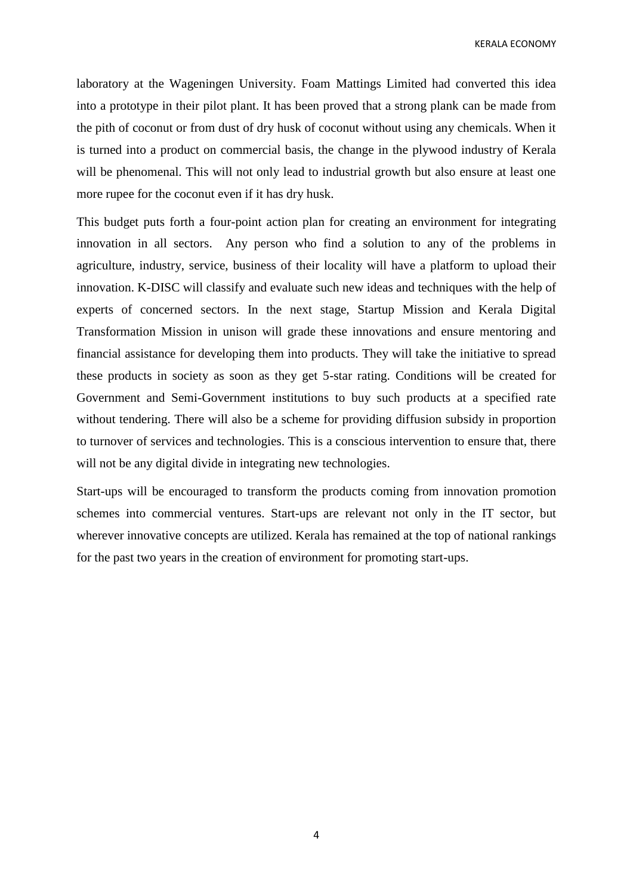laboratory at the Wageningen University. Foam Mattings Limited had converted this idea into a prototype in their pilot plant. It has been proved that a strong plank can be made from the pith of coconut or from dust of dry husk of coconut without using any chemicals. When it is turned into a product on commercial basis, the change in the plywood industry of Kerala will be phenomenal. This will not only lead to industrial growth but also ensure at least one more rupee for the coconut even if it has dry husk.

This budget puts forth a four-point action plan for creating an environment for integrating innovation in all sectors. Any person who find a solution to any of the problems in agriculture, industry, service, business of their locality will have a platform to upload their innovation. K-DISC will classify and evaluate such new ideas and techniques with the help of experts of concerned sectors. In the next stage, Startup Mission and Kerala Digital Transformation Mission in unison will grade these innovations and ensure mentoring and financial assistance for developing them into products. They will take the initiative to spread these products in society as soon as they get 5-star rating. Conditions will be created for Government and Semi-Government institutions to buy such products at a specified rate without tendering. There will also be a scheme for providing diffusion subsidy in proportion to turnover of services and technologies. This is a conscious intervention to ensure that, there will not be any digital divide in integrating new technologies.

Start-ups will be encouraged to transform the products coming from innovation promotion schemes into commercial ventures. Start-ups are relevant not only in the IT sector, but wherever innovative concepts are utilized. Kerala has remained at the top of national rankings for the past two years in the creation of environment for promoting start-ups.